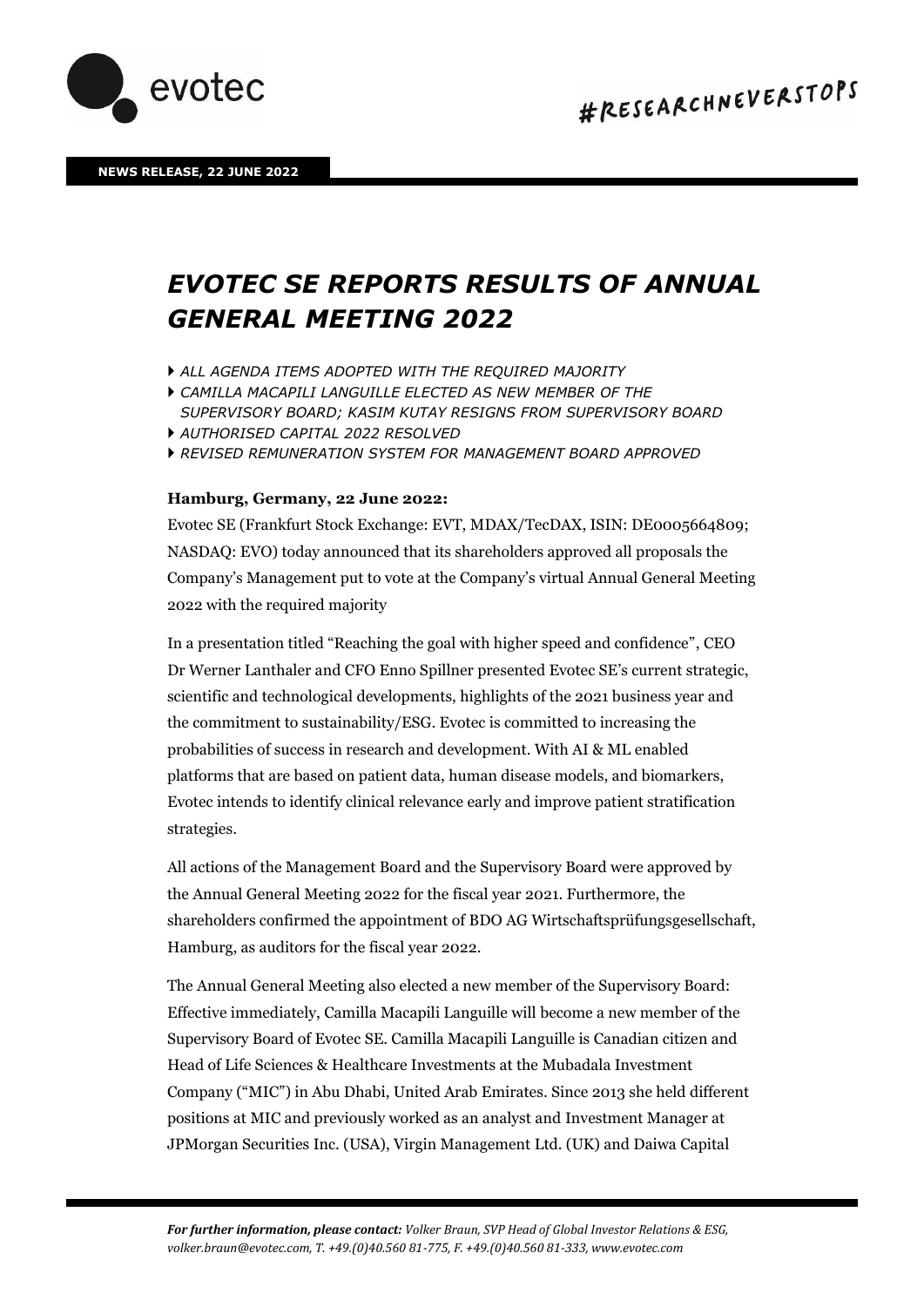NEWS RELEASE, 22 JUNE 2022

# *EVOTEC SE REPORTS RESULTS OF ANNUAL GENERAL MEETING 2022*

- *ALL AGENDA ITEMS ADOPTED WITH THE REQUIRED MAJORITY*
- *CAMILLA MACAPILI LANGUILLE ELECTED AS NEW MEMBER OF THE SUPERVISORY BOARD; KASIM KUTAY RESIGNS FROM SUPERVISORY BOARD*
- *AUTHORISED CAPITAL 2022 RESOLVED*
- *REVISED REMUNERATION SYSTEM FOR MANAGEMENT BOARD APPROVED*

**Hamburg, Germany, 22 June 2022:**

Evotec SE (Frankfurt Stock Exchange: EVT, MDAX/TecDAX, ISIN: DE0005664809; NASDAQ: EVO) today announced that its shareholders approved all proposals the Company's Management put to vote at the Company's virtual Annual General Meeting 2022 with the required majority

In a presentation titled "Reaching the goal with higher speed and confidence", CEO Dr Werner Lanthaler and CFO Enno Spillner presented Evotec SE's current strategic, scientific and technological developments, highlights of the 2021 business year and the commitment to sustainability/ESG. Evotec is committed to increasing the probabilities of success in research and development. With AI & ML enabled platforms that are based on patient data, human disease models, and biomarkers, Evotec intends to identify clinical relevance early and improve patient stratification strategies.

All actions of the Management Board and the Supervisory Board were approved by the Annual General Meeting 2022 for the fiscal year 2021. Furthermore, the shareholders confirmed the appointment of BDO AG Wirtschaftsprüfungsgesellschaft, Hamburg, as auditors for the fiscal year 2022.

The Annual General Meeting also elected a new member of the Supervisory Board: Effective immediately, Camilla Macapili Languille will become a new member of the Supervisory Board of Evotec SE. Camilla Macapili Languille is Canadian citizen and Head of Life Sciences & Healthcare Investments at the Mubadala Investment Company ("MIC") in Abu Dhabi, United Arab Emirates. Since 2013 she held different positions at MIC and previously worked as an analyst and Investment Manager at JPMorgan Securities Inc. (USA), Virgin Management Ltd. (UK) and Daiwa Capital

***For further information, please contact:*** *Volker Braun, SVP Head of Global Investor Relations & ESG, volker.braun@evotec.com, T. +49.(0)40.560 81-775, F. +49.(0)40.560 81-333, www.evotec.com*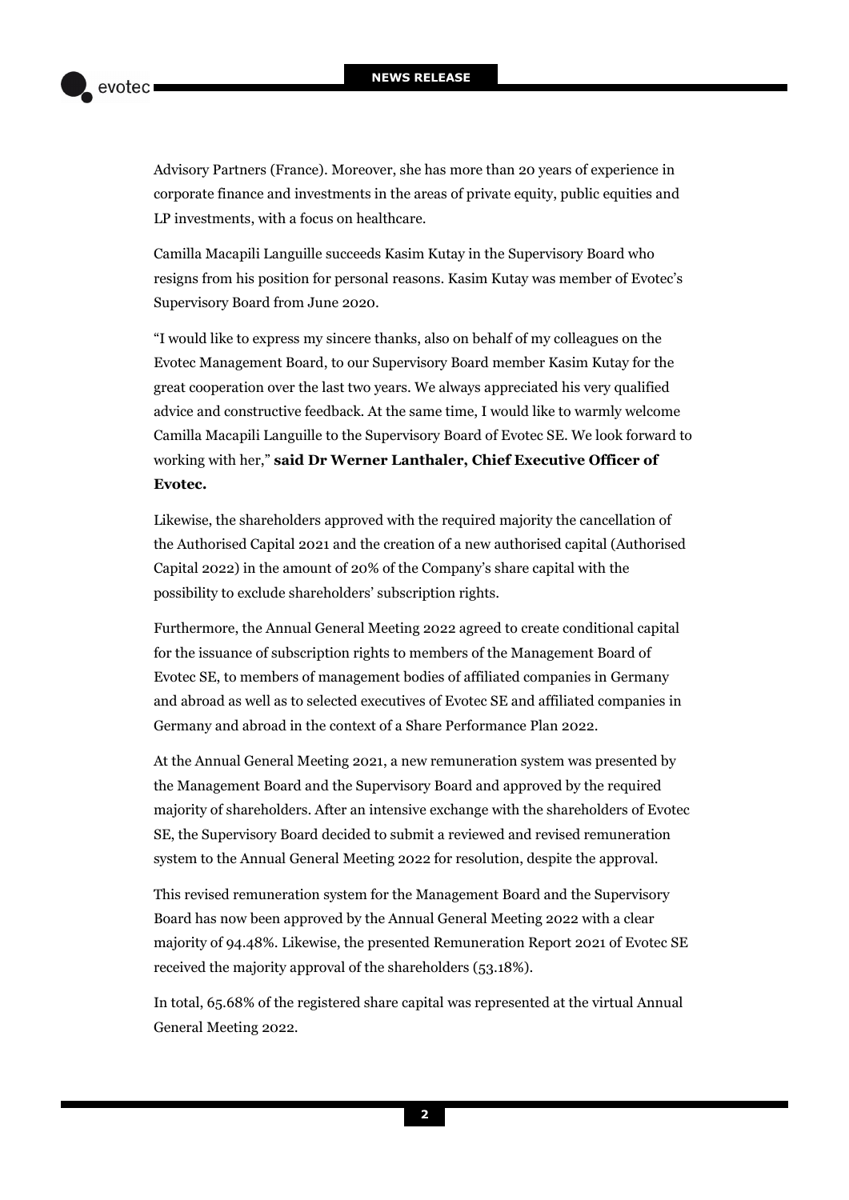Advisory Partners (France). Moreover, she has more than 20 years of experience in corporate finance and investments in the areas of private equity, public equities and LP investments, with a focus on healthcare.

Camilla Macapili Languille succeeds Kasim Kutay in the Supervisory Board who resigns from his position for personal reasons. Kasim Kutay was member of Evotec's Supervisory Board from June 2020.

"I would like to express my sincere thanks, also on behalf of my colleagues on the Evotec Management Board, to our Supervisory Board member Kasim Kutay for the great cooperation over the last two years. We always appreciated his very qualified advice and constructive feedback. At the same time, I would like to warmly welcome Camilla Macapili Languille to the Supervisory Board of Evotec SE. We look forward to working with her," **said Dr Werner Lanthaler, Chief Executive Officer of Evotec.**

Likewise, the shareholders approved with the required majority the cancellation of the Authorised Capital 2021 and the creation of a new authorised capital (Authorised Capital 2022) in the amount of 20% of the Company's share capital with the possibility to exclude shareholders' subscription rights.

Furthermore, the Annual General Meeting 2022 agreed to create conditional capital for the issuance of subscription rights to members of the Management Board of Evotec SE, to members of management bodies of affiliated companies in Germany and abroad as well as to selected executives of Evotec SE and affiliated companies in Germany and abroad in the context of a Share Performance Plan 2022.

At the Annual General Meeting 2021, a new remuneration system was presented by the Management Board and the Supervisory Board and approved by the required majority of shareholders. After an intensive exchange with the shareholders of Evotec SE, the Supervisory Board decided to submit a reviewed and revised remuneration system to the Annual General Meeting 2022 for resolution, despite the approval.

This revised remuneration system for the Management Board and the Supervisory Board has now been approved by the Annual General Meeting 2022 with a clear majority of 94.48%. Likewise, the presented Remuneration Report 2021 of Evotec SE received the majority approval of the shareholders (53.18%).

In total, 65.68% of the registered share capital was represented at the virtual Annual General Meeting 2022.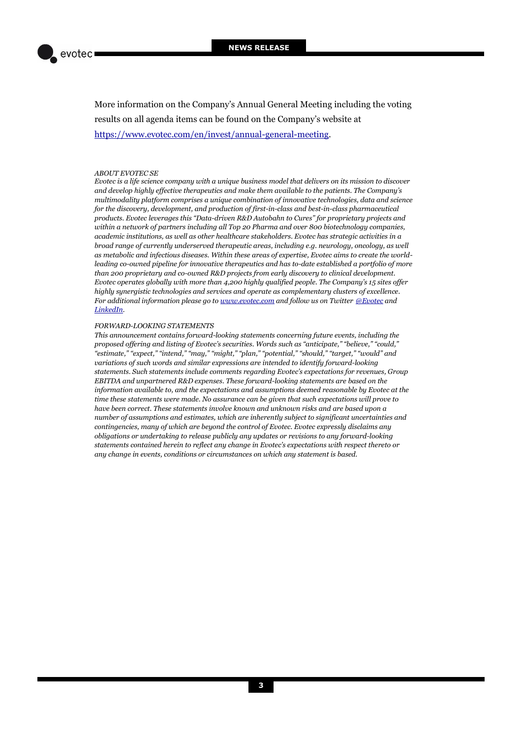More information on the Company's Annual General Meeting including the voting results on all agenda items can be found on the Company's website at [https://www.evotec.com/en/invest/annual-general-meeting](https://www.evotec.com/en/invest/annual-general-meeting).

*ABOUT EVOTEC SE*

*Evotec is a life science company with a unique business model that delivers on its mission to discover and develop highly effective therapeutics and make them available to the patients. The Company's multimodality platform comprises a unique combination of innovative technologies, data and science for the discovery, development, and production of first-in-class and best-in-class pharmaceutical products. Evotec leverages this "Data-driven R&D Autobahn to Cures" for proprietary projects and within a network of partners including all Top 20 Pharma and over 800 biotechnology companies, academic institutions, as well as other healthcare stakeholders. Evotec has strategic activities in a broad range of currently underserved therapeutic areas, including e.g. neurology, oncology, as well as metabolic and infectious diseases. Within these areas of expertise, Evotec aims to create the world-leading co-owned pipeline for innovative therapeutics and has to-date established a portfolio of more than 200 proprietary and co-owned R&D projects from early discovery to clinical development. Evotec operates globally with more than 4,200 highly qualified people. The Company's 15 sites offer highly synergistic technologies and services and operate as complementary clusters of excellence. For additional information please go to [www.evotec.com](www.evotec.com) and follow us on Twitter [@Evotec](@Evotec) and [LinkedIn](LinkedIn).*

*FORWARD-LOOKING STATEMENTS*

*This announcement contains forward-looking statements concerning future events, including the proposed offering and listing of Evotec's securities. Words such as "anticipate," "believe," "could," "estimate," "expect," "intend," "may," "might," "plan," "potential," "should," "target," "would" and variations of such words and similar expressions are intended to identify forward-looking statements. Such statements include comments regarding Evotec's expectations for revenues, Group EBITDA and unpartnered R&D expenses. These forward-looking statements are based on the information available to, and the expectations and assumptions deemed reasonable by Evotec at the time these statements were made. No assurance can be given that such expectations will prove to have been correct. These statements involve known and unknown risks and are based upon a number of assumptions and estimates, which are inherently subject to significant uncertainties and contingencies, many of which are beyond the control of Evotec. Evotec expressly disclaims any obligations or undertaking to release publicly any updates or revisions to any forward-looking statements contained herein to reflect any change in Evotec's expectations with respect thereto or any change in events, conditions or circumstances on which any statement is based.*